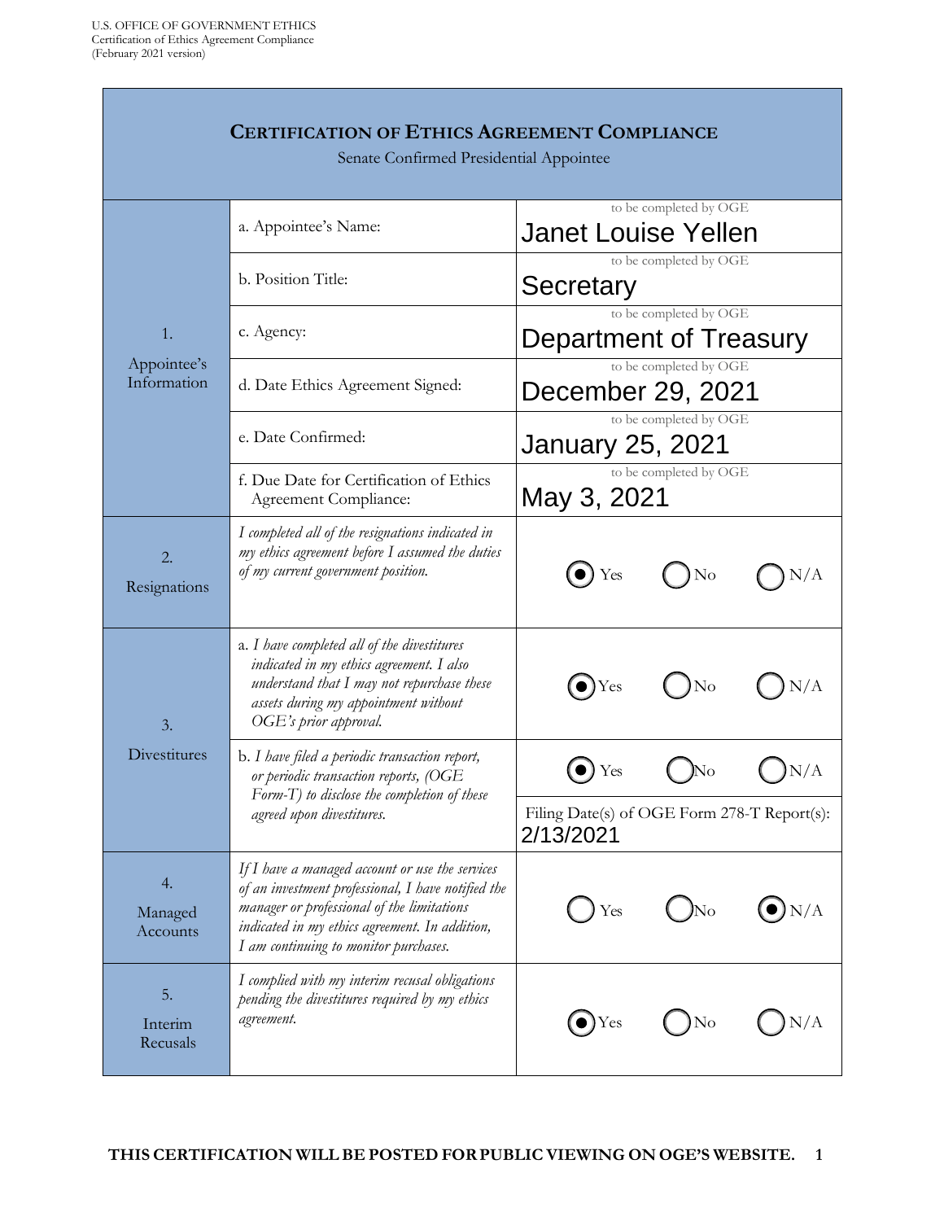U.S. OFFICE OF GOVERNMENT ETHICS
Certification of Ethics Agreement Compliance
(February 2021 version)

# CERTIFICATION OF ETHICS AGREEMENT COMPLIANCE

Senate Confirmed Presidential Appointee

| Section | Item | Response |
| --- | --- | --- |
| 1. Appointee's Information | a. Appointee's Name: | *to be completed by OGE* Janet Louise Yellen |
| | b. Position Title: | *to be completed by OGE* Secretary |
| | c. Agency: | *to be completed by OGE* Department of Treasury |
| | d. Date Ethics Agreement Signed: | *to be completed by OGE* December 29, 2021 |
| | e. Date Confirmed: | *to be completed by OGE* January 25, 2021 |
| | f. Due Date for Certification of Ethics Agreement Compliance: | *to be completed by OGE* May 3, 2021 |
| 2. Resignations | *I completed all of the resignations indicated in my ethics agreement before I assumed the duties of my current government position.* | (●) Yes ( ) No ( ) N/A |
| 3. Divestitures | a. *I have completed all of the divestitures indicated in my ethics agreement. I also understand that I may not repurchase these assets during my appointment without OGE's prior approval.* | (●) Yes ( ) No ( ) N/A |
| | b. *I have filed a periodic transaction report, or periodic transaction reports, (OGE Form-T) to disclose the completion of these agreed upon divestitures.* | (●) Yes ( ) No ( ) N/A<br>Filing Date(s) of OGE Form 278-T Report(s): 2/13/2021 |
| 4. Managed Accounts | *If I have a managed account or use the services of an investment professional, I have notified the manager or professional of the limitations indicated in my ethics agreement. In addition, I am continuing to monitor purchases.* | ( ) Yes ( ) No (●) N/A |
| 5. Interim Recusals | *I complied with my interim recusal obligations pending the divestitures required by my ethics agreement.* | (●) Yes ( ) No ( ) N/A |

**THIS CERTIFICATION WILL BE POSTED FOR PUBLIC VIEWING ON OGE'S WEBSITE.**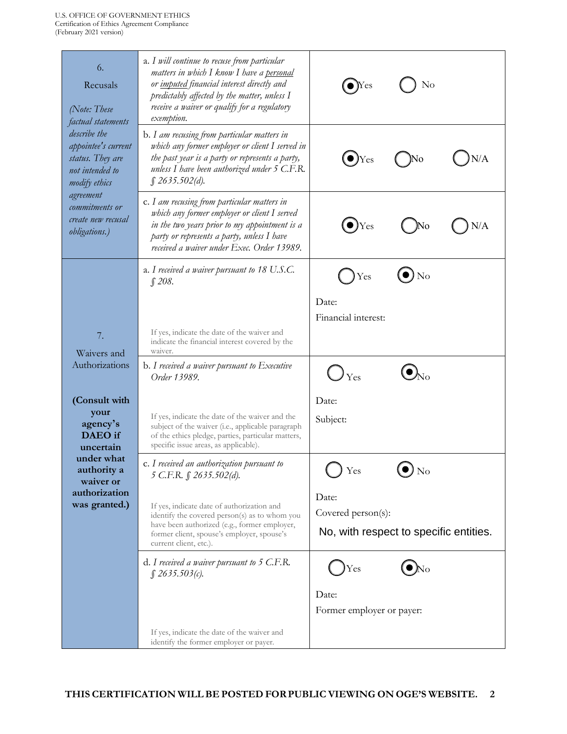| | | |
|---|---|---|
| 6. Recusals *(Note: These factual statements describe the appointee's current status. They are not intended to modify ethics agreement commitments or create new recusal obligations.)* | a. *I will continue to recuse from particular matters in which I know I have a personal or imputed financial interest directly and predictably affected by the matter, unless I receive a waiver or qualify for a regulatory exemption.* | (●) Yes ( ) No |
| | b. *I am recusing from particular matters in which any former employer or client I served in the past year is a party or represents a party, unless I have been authorized under 5 C.F.R. § 2635.502(d).* | (●) Yes ( ) No ( ) N/A |
| | c. *I am recusing from particular matters in which any former employer or client I served in the two years prior to my appointment is a party or represents a party, unless I have received a waiver under Exec. Order 13989.* | (●) Yes ( ) No ( ) N/A |
| 7. Waivers and Authorizations **(Consult with your agency's DAEO if uncertain under what authority a waiver or authorization was granted.)** | a. *I received a waiver pursuant to 18 U.S.C. § 208.* If yes, indicate the date of the waiver and indicate the financial interest covered by the waiver. | ( ) Yes (●) No Date: Financial interest: |
| | b. *I received a waiver pursuant to Executive Order 13989.* If yes, indicate the date of the waiver and the subject of the waiver (i.e., applicable paragraph of the ethics pledge, parties, particular matters, specific issue areas, as applicable). | ( ) Yes (●) No Date: Subject: |
| | c. *I received an authorization pursuant to 5 C.F.R. § 2635.502(d).* If yes, indicate date of authorization and identify the covered person(s) as to whom you have been authorized (e.g., former employer, former client, spouse's employer, spouse's current client, etc.). | ( ) Yes (●) No Date: Covered person(s): No, with respect to specific entities. |
| | d. *I received a waiver pursuant to 5 C.F.R. § 2635.503(c).* If yes, indicate the date of the waiver and identify the former employer or payer. | ( ) Yes (●) No Date: Former employer or payer: |

**THIS CERTIFICATION WILL BE POSTED FOR PUBLIC VIEWING ON OGE'S WEBSITE.**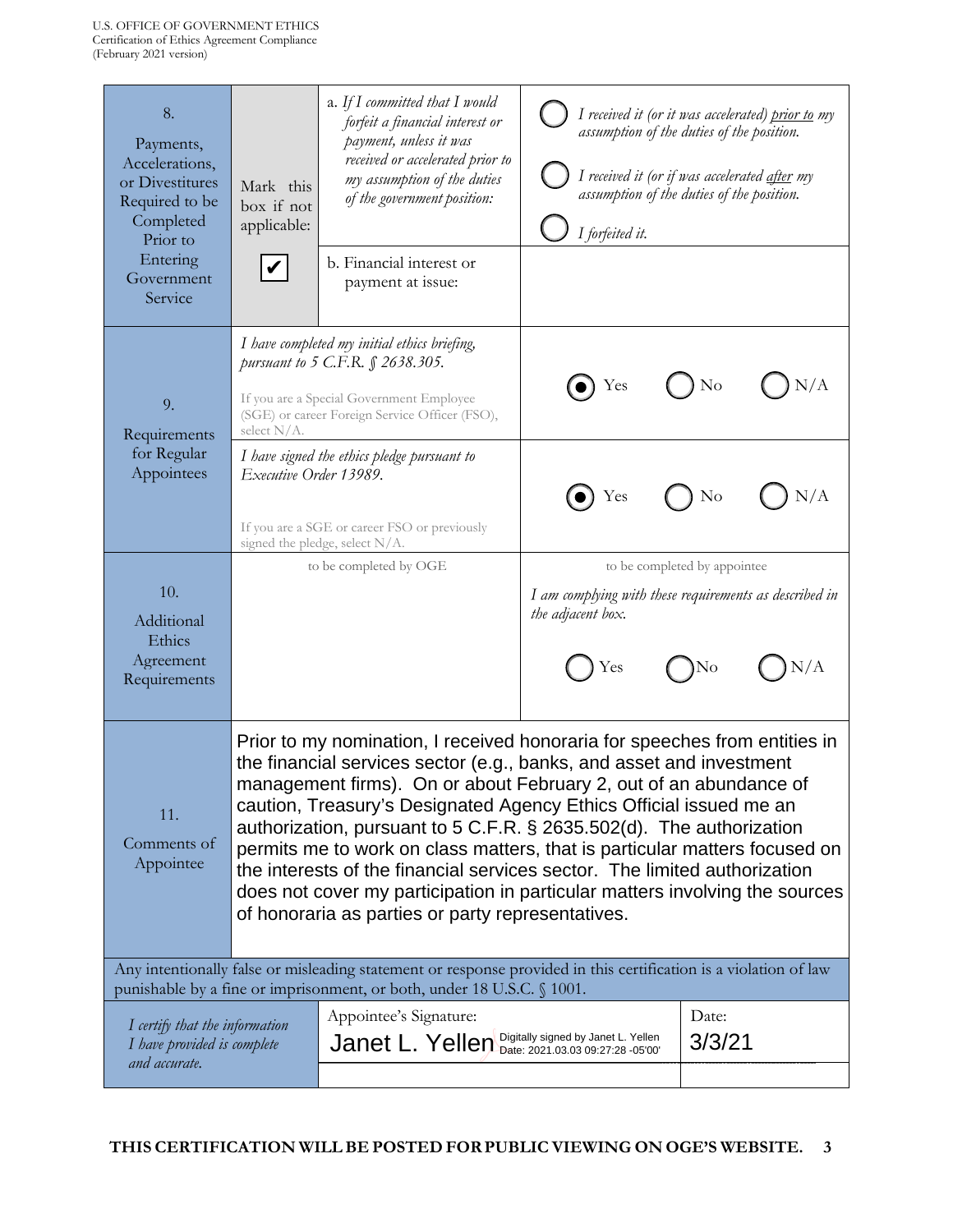| | | | |
|---|---|---|---|
| 8. Payments, Accelerations, or Divestitures Required to be Completed Prior to Entering Government Service | Mark this box if not applicable: ☑ | a. *If I committed that I would forfeit a financial interest or payment, unless it was received or accelerated prior to my assumption of the duties of the government position:* | ○ *I received it (or it was accelerated) prior to my assumption of the duties of the position.* ○ *I received it (or if was accelerated after my assumption of the duties of the position.* ○ *I forfeited it.* |
| | | b. Financial interest or payment at issue: | |
| 9. Requirements for Regular Appointees | *I have completed my initial ethics briefing, pursuant to 5 C.F.R. § 2638.305.* If you are a Special Government Employee (SGE) or career Foreign Service Officer (FSO), select N/A. | | ◉ Yes ○ No ○ N/A |
| | *I have signed the ethics pledge pursuant to Executive Order 13989.* If you are a SGE or career FSO or previously signed the pledge, select N/A. | | ◉ Yes ○ No ○ N/A |
| 10. Additional Ethics Agreement Requirements | to be completed by OGE | | to be completed by appointee *I am complying with these requirements as described in the adjacent box.* ○ Yes ○ No ○ N/A |
| 11. Comments of Appointee | Prior to my nomination, I received honoraria for speeches from entities in the financial services sector (e.g., banks, and asset and investment management firms). On or about February 2, out of an abundance of caution, Treasury's Designated Agency Ethics Official issued me an authorization, pursuant to 5 C.F.R. § 2635.502(d). The authorization permits me to work on class matters, that is particular matters focused on the interests of the financial services sector. The limited authorization does not cover my participation in particular matters involving the sources of honoraria as parties or party representatives. | | |

Any intentionally false or misleading statement or response provided in this certification is a violation of law punishable by a fine or imprisonment, or both, under 18 U.S.C. § 1001.

| | | |
|---|---|---|
| *I certify that the information I have provided is complete and accurate.* | Appointee's Signature: Janet L. Yellen (Digitally signed by Janet L. Yellen Date: 2021.03.03 09:27:28 -05'00') | Date: 3/3/21 |

**THIS CERTIFICATION WILL BE POSTED FOR PUBLIC VIEWING ON OGE'S WEBSITE.**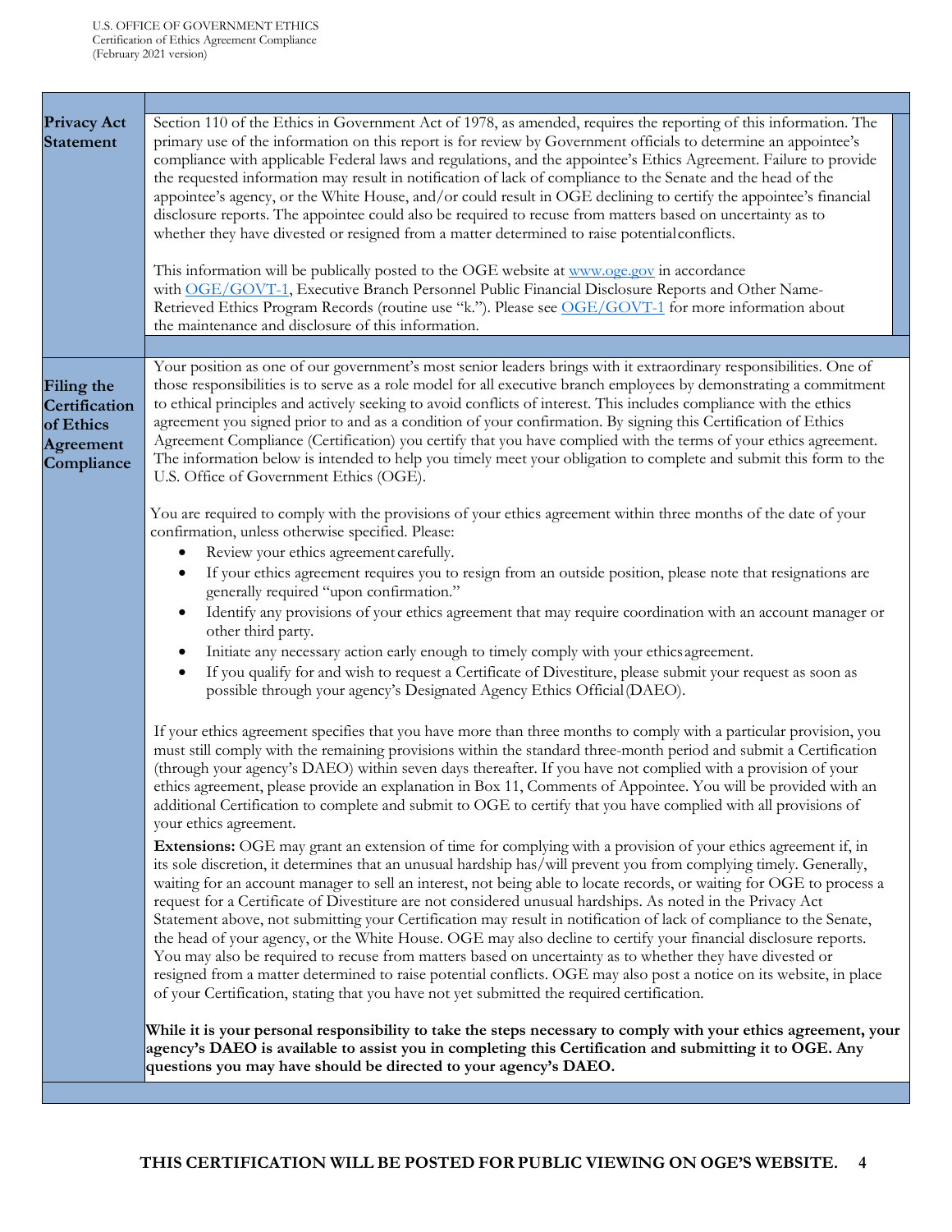| | |
|---|---|
| **Privacy Act Statement** | Section 110 of the Ethics in Government Act of 1978, as amended, requires the reporting of this information. The primary use of the information on this report is for review by Government officials to determine an appointee's compliance with applicable Federal laws and regulations, and the appointee's Ethics Agreement. Failure to provide the requested information may result in notification of lack of compliance to the Senate and the head of the appointee's agency, or the White House, and/or could result in OGE declining to certify the appointee's financial disclosure reports. The appointee could also be required to recuse from matters based on uncertainty as to whether they have divested or resigned from a matter determined to raise potential conflicts.<br><br>This information will be publically posted to the OGE website at www.oge.gov in accordance with OGE/GOVT-1, Executive Branch Personnel Public Financial Disclosure Reports and Other Name-Retrieved Ethics Program Records (routine use "k."). Please see OGE/GOVT-1 for more information about the maintenance and disclosure of this information. |
| **Filing the Certification of Ethics Agreement Compliance** | Your position as one of our government's most senior leaders brings with it extraordinary responsibilities. One of those responsibilities is to serve as a role model for all executive branch employees by demonstrating a commitment to ethical principles and actively seeking to avoid conflicts of interest. This includes compliance with the ethics agreement you signed prior to and as a condition of your confirmation. By signing this Certification of Ethics Agreement Compliance (Certification) you certify that you have complied with the terms of your ethics agreement. The information below is intended to help you timely meet your obligation to complete and submit this form to the U.S. Office of Government Ethics (OGE).<br><br>You are required to comply with the provisions of your ethics agreement within three months of the date of your confirmation, unless otherwise specified. Please:<br>• Review your ethics agreement carefully.<br>• If your ethics agreement requires you to resign from an outside position, please note that resignations are generally required "upon confirmation."<br>• Identify any provisions of your ethics agreement that may require coordination with an account manager or other third party.<br>• Initiate any necessary action early enough to timely comply with your ethics agreement.<br>• If you qualify for and wish to request a Certificate of Divestiture, please submit your request as soon as possible through your agency's Designated Agency Ethics Official (DAEO).<br><br>If your ethics agreement specifies that you have more than three months to comply with a particular provision, you must still comply with the remaining provisions within the standard three-month period and submit a Certification (through your agency's DAEO) within seven days thereafter. If you have not complied with a provision of your ethics agreement, please provide an explanation in Box 11, Comments of Appointee. You will be provided with an additional Certification to complete and submit to OGE to certify that you have complied with all provisions of your ethics agreement.<br><br>**Extensions:** OGE may grant an extension of time for complying with a provision of your ethics agreement if, in its sole discretion, it determines that an unusual hardship has/will prevent you from complying timely. Generally, waiting for an account manager to sell an interest, not being able to locate records, or waiting for OGE to process a request for a Certificate of Divestiture are not considered unusual hardships. As noted in the Privacy Act Statement above, not submitting your Certification may result in notification of lack of compliance to the Senate, the head of your agency, or the White House. OGE may also decline to certify your financial disclosure reports. You may also be required to recuse from matters based on uncertainty as to whether they have divested or resigned from a matter determined to raise potential conflicts. OGE may also post a notice on its website, in place of your Certification, stating that you have not yet submitted the required certification.<br><br>**While it is your personal responsibility to take the steps necessary to comply with your ethics agreement, your agency's DAEO is available to assist you in completing this Certification and submitting it to OGE. Any questions you may have should be directed to your agency's DAEO.** |

**THIS CERTIFICATION WILL BE POSTED FOR PUBLIC VIEWING ON OGE'S WEBSITE.**